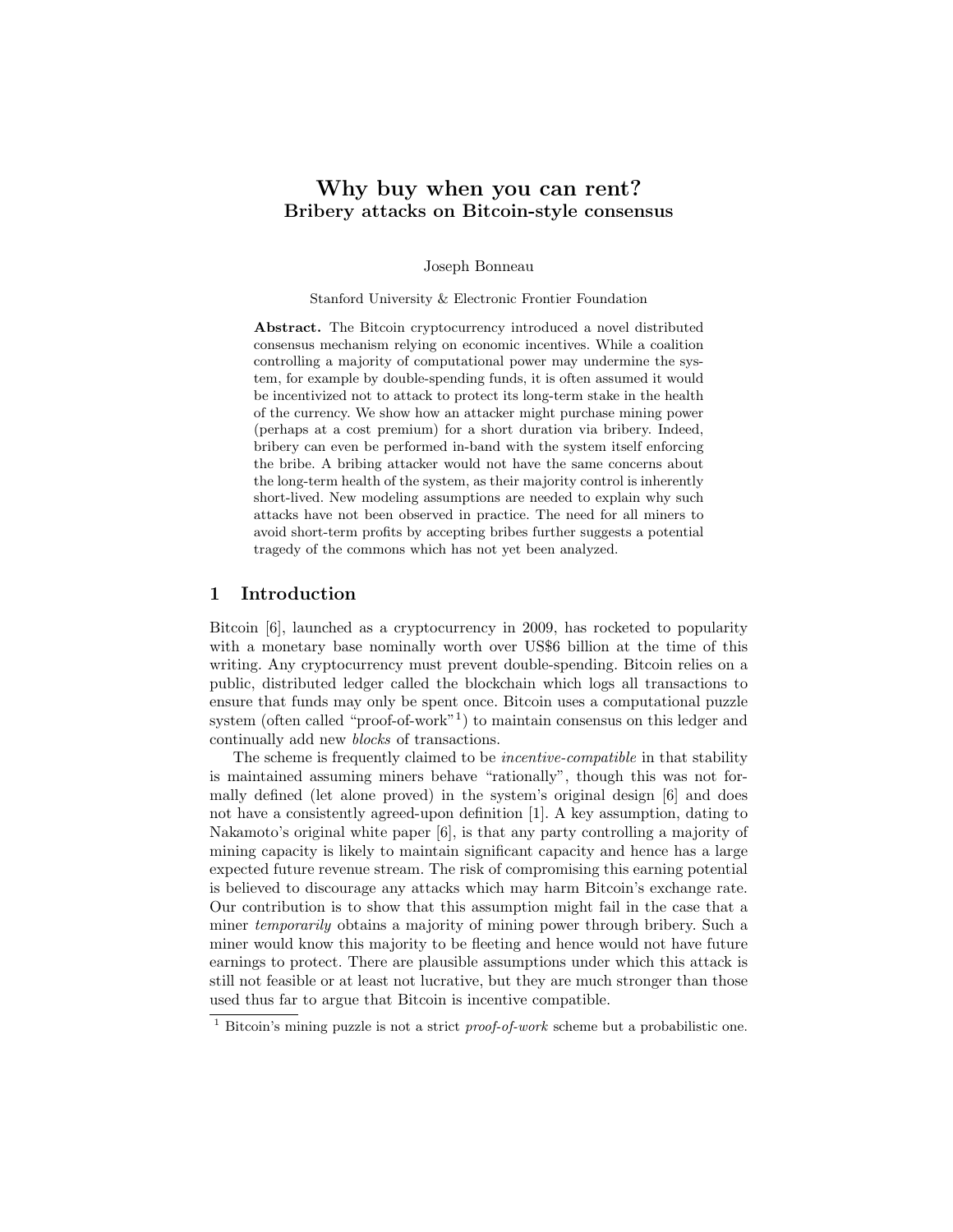# Why buy when you can rent?
## Bribery attacks on Bitcoin-style consensus

Joseph Bonneau

Stanford University & Electronic Frontier Foundation

**Abstract.** The Bitcoin cryptocurrency introduced a novel distributed consensus mechanism relying on economic incentives. While a coalition controlling a majority of computational power may undermine the system, for example by double-spending funds, it is often assumed it would be incentivized not to attack to protect its long-term stake in the health of the currency. We show how an attacker might purchase mining power (perhaps at a cost premium) for a short duration via bribery. Indeed, bribery can even be performed in-band with the system itself enforcing the bribe. A bribing attacker would not have the same concerns about the long-term health of the system, as their majority control is inherently short-lived. New modeling assumptions are needed to explain why such attacks have not been observed in practice. The need for all miners to avoid short-term profits by accepting bribes further suggests a potential tragedy of the commons which has not yet been analyzed.

## 1 Introduction

Bitcoin [6], launched as a cryptocurrency in 2009, has rocketed to popularity with a monetary base nominally worth over US$6 billion at the time of this writing. Any cryptocurrency must prevent double-spending. Bitcoin relies on a public, distributed ledger called the blockchain which logs all transactions to ensure that funds may only be spent once. Bitcoin uses a computational puzzle system (often called "proof-of-work"[1]) to maintain consensus on this ledger and continually add new *blocks* of transactions.

The scheme is frequently claimed to be *incentive-compatible* in that stability is maintained assuming miners behave "rationally", though this was not formally defined (let alone proved) in the system's original design [6] and does not have a consistently agreed-upon definition [1]. A key assumption, dating to Nakamoto's original white paper [6], is that any party controlling a majority of mining capacity is likely to maintain significant capacity and hence has a large expected future revenue stream. The risk of compromising this earning potential is believed to discourage any attacks which may harm Bitcoin's exchange rate. Our contribution is to show that this assumption might fail in the case that a miner *temporarily* obtains a majority of mining power through bribery. Such a miner would know this majority to be fleeting and hence would not have future earnings to protect. There are plausible assumptions under which this attack is still not feasible or at least not lucrative, but they are much stronger than those used thus far to argue that Bitcoin is incentive compatible.

[1] Bitcoin's mining puzzle is not a strict *proof-of-work* scheme but a probabilistic one.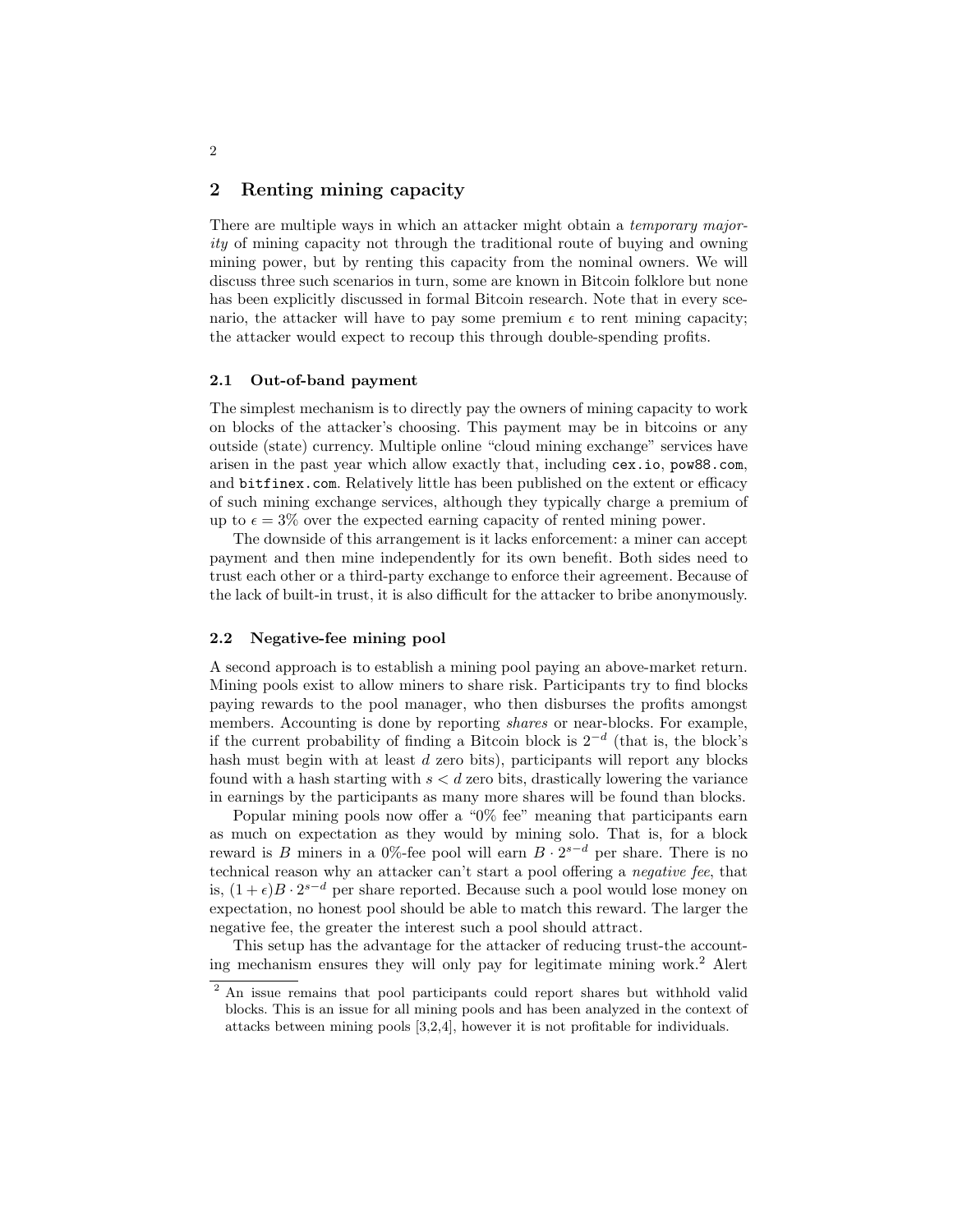## 2 Renting mining capacity

There are multiple ways in which an attacker might obtain a *temporary majority* of mining capacity not through the traditional route of buying and owning mining power, but by renting this capacity from the nominal owners. We will discuss three such scenarios in turn, some are known in Bitcoin folklore but none has been explicitly discussed in formal Bitcoin research. Note that in every scenario, the attacker will have to pay some premium $\epsilon$ to rent mining capacity; the attacker would expect to recoup this through double-spending profits.

### 2.1 Out-of-band payment

The simplest mechanism is to directly pay the owners of mining capacity to work on blocks of the attacker's choosing. This payment may be in bitcoins or any outside (state) currency. Multiple online "cloud mining exchange" services have arisen in the past year which allow exactly that, including `cex.io`, `pow88.com`, and `bitfinex.com`. Relatively little has been published on the extent or efficacy of such mining exchange services, although they typically charge a premium of up to $\epsilon = 3\%$ over the expected earning capacity of rented mining power.

The downside of this arrangement is it lacks enforcement: a miner can accept payment and then mine independently for its own benefit. Both sides need to trust each other or a third-party exchange to enforce their agreement. Because of the lack of built-in trust, it is also difficult for the attacker to bribe anonymously.

### 2.2 Negative-fee mining pool

A second approach is to establish a mining pool paying an above-market return. Mining pools exist to allow miners to share risk. Participants try to find blocks paying rewards to the pool manager, who then disburses the profits amongst members. Accounting is done by reporting *shares* or near-blocks. For example, if the current probability of finding a Bitcoin block is $2^{-d}$ (that is, the block's hash must begin with at least $d$ zero bits), participants will report any blocks found with a hash starting with $s < d$ zero bits, drastically lowering the variance in earnings by the participants as many more shares will be found than blocks.

Popular mining pools now offer a "0% fee" meaning that participants earn as much on expectation as they would by mining solo. That is, for a block reward is $B$ miners in a 0%-fee pool will earn $B \cdot 2^{s-d}$ per share. There is no technical reason why an attacker can't start a pool offering a *negative fee*, that is, $(1 + \epsilon)B \cdot 2^{s-d}$ per share reported. Because such a pool would lose money on expectation, no honest pool should be able to match this reward. The larger the negative fee, the greater the interest such a pool should attract.

This setup has the advantage for the attacker of reducing trust-the accounting mechanism ensures they will only pay for legitimate mining work.[2] Alert

[2] An issue remains that pool participants could report shares but withhold valid blocks. This is an issue for all mining pools and has been analyzed in the context of attacks between mining pools [3,2,4], however it is not profitable for individuals.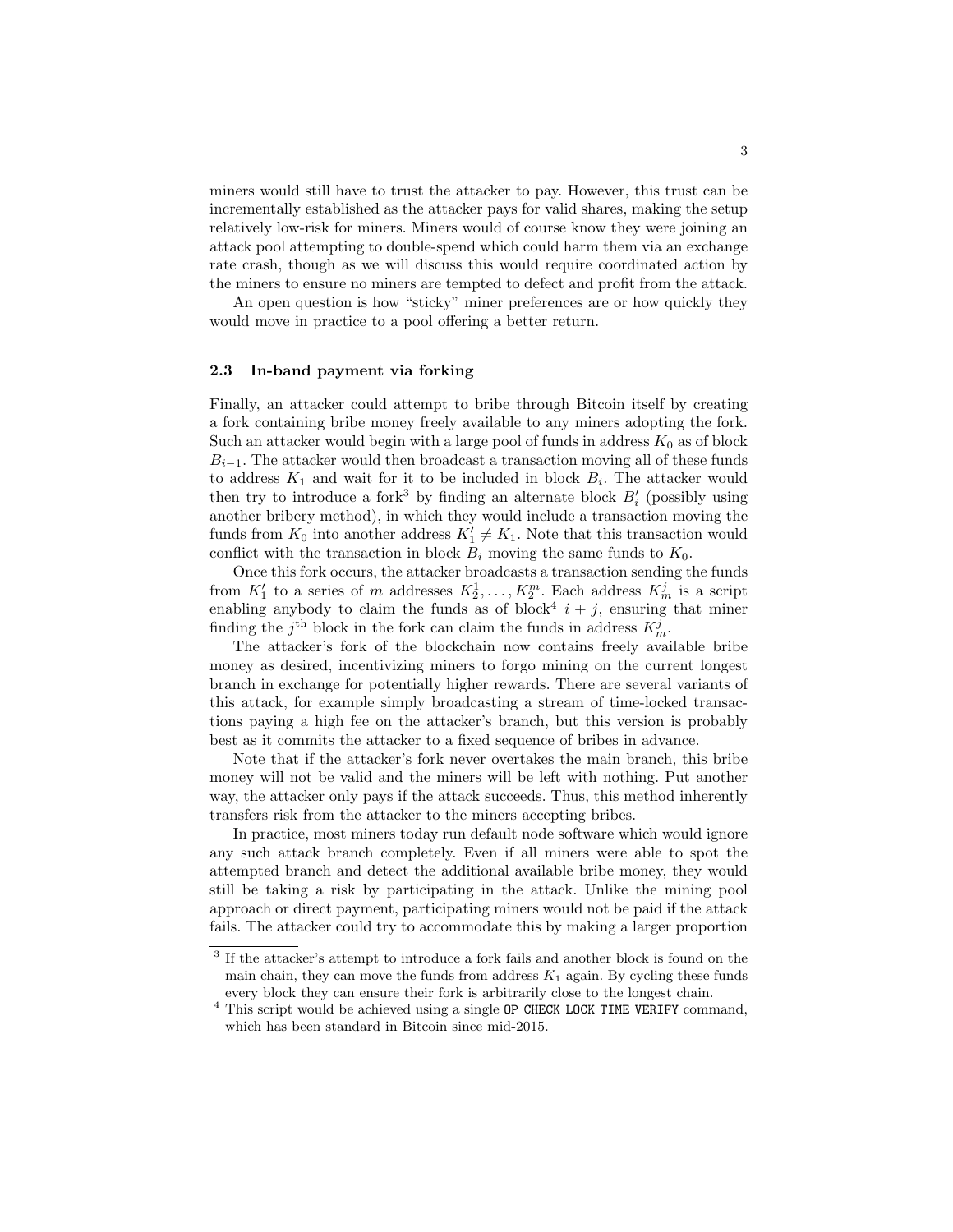miners would still have to trust the attacker to pay. However, this trust can be incrementally established as the attacker pays for valid shares, making the setup relatively low-risk for miners. Miners would of course know they were joining an attack pool attempting to double-spend which could harm them via an exchange rate crash, though as we will discuss this would require coordinated action by the miners to ensure no miners are tempted to defect and profit from the attack.

An open question is how "sticky" miner preferences are or how quickly they would move in practice to a pool offering a better return.

### 2.3 In-band payment via forking

Finally, an attacker could attempt to bribe through Bitcoin itself by creating a fork containing bribe money freely available to any miners adopting the fork. Such an attacker would begin with a large pool of funds in address $K_0$ as of block $B_{i-1}$. The attacker would then broadcast a transaction moving all of these funds to address $K_1$ and wait for it to be included in block $B_i$. The attacker would then try to introduce a fork[3] by finding an alternate block $B_i'$ (possibly using another bribery method), in which they would include a transaction moving the funds from $K_0$ into another address $K_1' \neq K_1$. Note that this transaction would conflict with the transaction in block $B_i$ moving the same funds to $K_0$.

Once this fork occurs, the attacker broadcasts a transaction sending the funds from $K_1'$ to a series of $m$ addresses $K_2^1, \ldots, K_2^m$. Each address $K_m^j$ is a script enabling anybody to claim the funds as of block[4] $i + j$, ensuring that miner finding the $j^{\text{th}}$ block in the fork can claim the funds in address $K_m^j$.

The attacker's fork of the blockchain now contains freely available bribe money as desired, incentivizing miners to forgo mining on the current longest branch in exchange for potentially higher rewards. There are several variants of this attack, for example simply broadcasting a stream of time-locked transactions paying a high fee on the attacker's branch, but this version is probably best as it commits the attacker to a fixed sequence of bribes in advance.

Note that if the attacker's fork never overtakes the main branch, this bribe money will not be valid and the miners will be left with nothing. Put another way, the attacker only pays if the attack succeeds. Thus, this method inherently transfers risk from the attacker to the miners accepting bribes.

In practice, most miners today run default node software which would ignore any such attack branch completely. Even if all miners were able to spot the attempted branch and detect the additional available bribe money, they would still be taking a risk by participating in the attack. Unlike the mining pool approach or direct payment, participating miners would not be paid if the attack fails. The attacker could try to accommodate this by making a larger proportion

[3] If the attacker's attempt to introduce a fork fails and another block is found on the main chain, they can move the funds from address $K_1$ again. By cycling these funds every block they can ensure their fork is arbitrarily close to the longest chain.

[4] This script would be achieved using a single `OP_CHECK_LOCK_TIME_VERIFY` command, which has been standard in Bitcoin since mid-2015.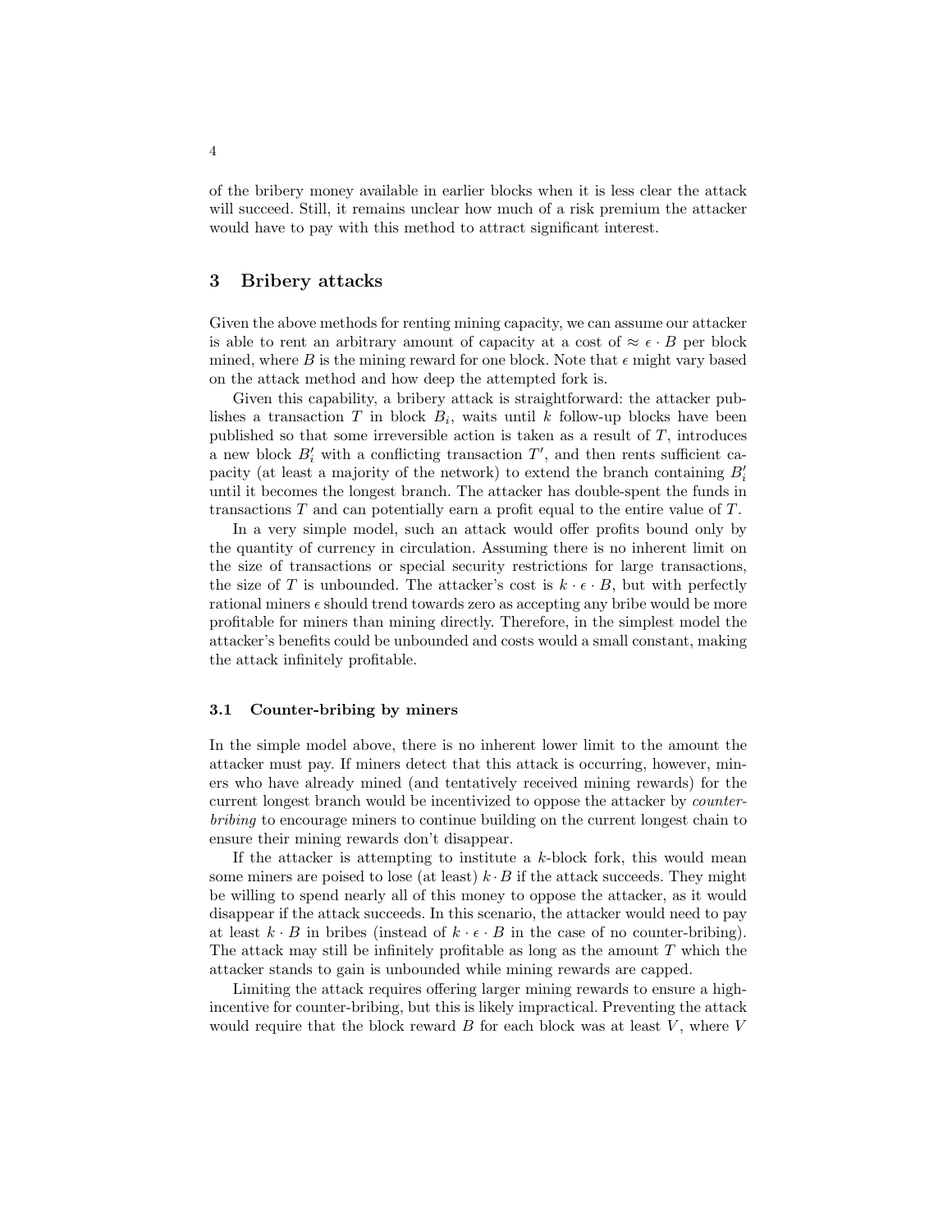of the bribery money available in earlier blocks when it is less clear the attack will succeed. Still, it remains unclear how much of a risk premium the attacker would have to pay with this method to attract significant interest.

## 3 Bribery attacks

Given the above methods for renting mining capacity, we can assume our attacker is able to rent an arbitrary amount of capacity at a cost of $\approx \epsilon \cdot B$ per block mined, where $B$ is the mining reward for one block. Note that $\epsilon$ might vary based on the attack method and how deep the attempted fork is.

Given this capability, a bribery attack is straightforward: the attacker publishes a transaction $T$ in block $B_i$, waits until $k$ follow-up blocks have been published so that some irreversible action is taken as a result of $T$, introduces a new block $B'_i$ with a conflicting transaction $T'$, and then rents sufficient capacity (at least a majority of the network) to extend the branch containing $B'_i$ until it becomes the longest branch. The attacker has double-spent the funds in transactions $T$ and can potentially earn a profit equal to the entire value of $T$.

In a very simple model, such an attack would offer profits bound only by the quantity of currency in circulation. Assuming there is no inherent limit on the size of transactions or special security restrictions for large transactions, the size of $T$ is unbounded. The attacker's cost is $k \cdot \epsilon \cdot B$, but with perfectly rational miners $\epsilon$ should trend towards zero as accepting any bribe would be more profitable for miners than mining directly. Therefore, in the simplest model the attacker's benefits could be unbounded and costs would a small constant, making the attack infinitely profitable.

### 3.1 Counter-bribing by miners

In the simple model above, there is no inherent lower limit to the amount the attacker must pay. If miners detect that this attack is occurring, however, miners who have already mined (and tentatively received mining rewards) for the current longest branch would be incentivized to oppose the attacker by *counter-bribing* to encourage miners to continue building on the current longest chain to ensure their mining rewards don't disappear.

If the attacker is attempting to institute a $k$-block fork, this would mean some miners are poised to lose (at least) $k \cdot B$ if the attack succeeds. They might be willing to spend nearly all of this money to oppose the attacker, as it would disappear if the attack succeeds. In this scenario, the attacker would need to pay at least $k \cdot B$ in bribes (instead of $k \cdot \epsilon \cdot B$ in the case of no counter-bribing). The attack may still be infinitely profitable as long as the amount $T$ which the attacker stands to gain is unbounded while mining rewards are capped.

Limiting the attack requires offering larger mining rewards to ensure a high-incentive for counter-bribing, but this is likely impractical. Preventing the attack would require that the block reward $B$ for each block was at least $V$, where $V$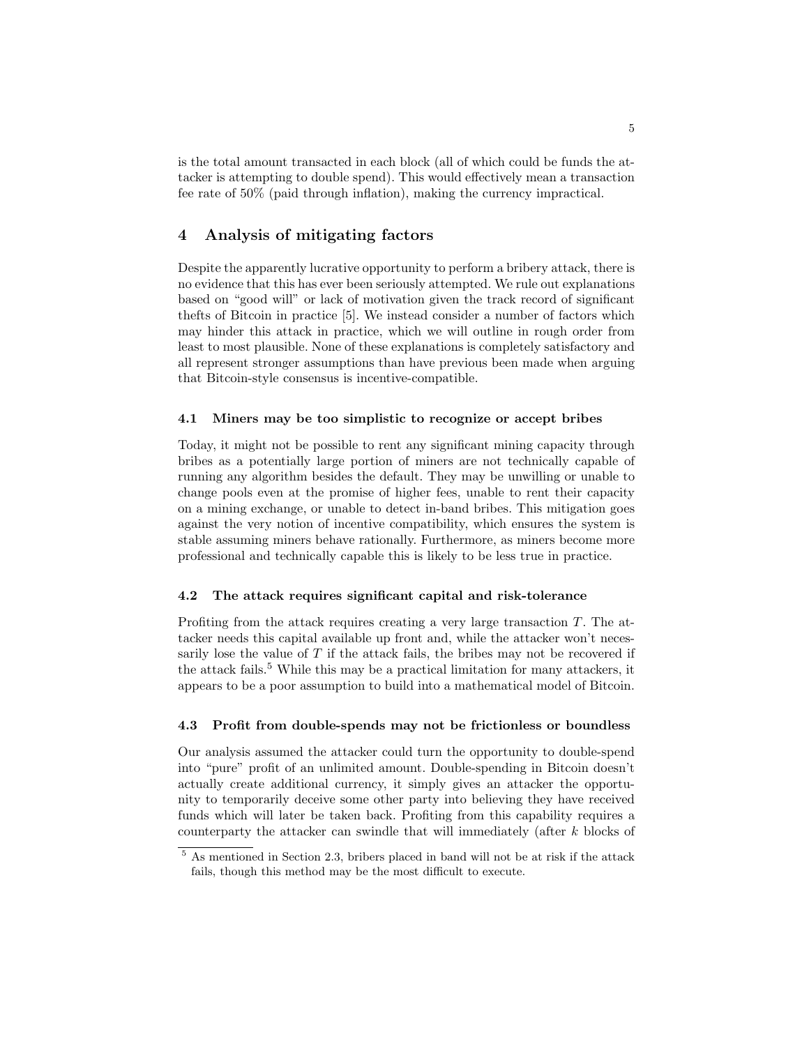is the total amount transacted in each block (all of which could be funds the attacker is attempting to double spend). This would effectively mean a transaction fee rate of 50% (paid through inflation), making the currency impractical.

## 4 Analysis of mitigating factors

Despite the apparently lucrative opportunity to perform a bribery attack, there is no evidence that this has ever been seriously attempted. We rule out explanations based on "good will" or lack of motivation given the track record of significant thefts of Bitcoin in practice [5]. We instead consider a number of factors which may hinder this attack in practice, which we will outline in rough order from least to most plausible. None of these explanations is completely satisfactory and all represent stronger assumptions than have previous been made when arguing that Bitcoin-style consensus is incentive-compatible.

### 4.1 Miners may be too simplistic to recognize or accept bribes

Today, it might not be possible to rent any significant mining capacity through bribes as a potentially large portion of miners are not technically capable of running any algorithm besides the default. They may be unwilling or unable to change pools even at the promise of higher fees, unable to rent their capacity on a mining exchange, or unable to detect in-band bribes. This mitigation goes against the very notion of incentive compatibility, which ensures the system is stable assuming miners behave rationally. Furthermore, as miners become more professional and technically capable this is likely to be less true in practice.

### 4.2 The attack requires significant capital and risk-tolerance

Profiting from the attack requires creating a very large transaction $T$. The attacker needs this capital available up front and, while the attacker won't necessarily lose the value of $T$ if the attack fails, the bribes may not be recovered if the attack fails.[5] While this may be a practical limitation for many attackers, it appears to be a poor assumption to build into a mathematical model of Bitcoin.

### 4.3 Profit from double-spends may not be frictionless or boundless

Our analysis assumed the attacker could turn the opportunity to double-spend into "pure" profit of an unlimited amount. Double-spending in Bitcoin doesn't actually create additional currency, it simply gives an attacker the opportunity to temporarily deceive some other party into believing they have received funds which will later be taken back. Profiting from this capability requires a counterparty the attacker can swindle that will immediately (after $k$ blocks of

[5] As mentioned in Section 2.3, bribers placed in band will not be at risk if the attack fails, though this method may be the most difficult to execute.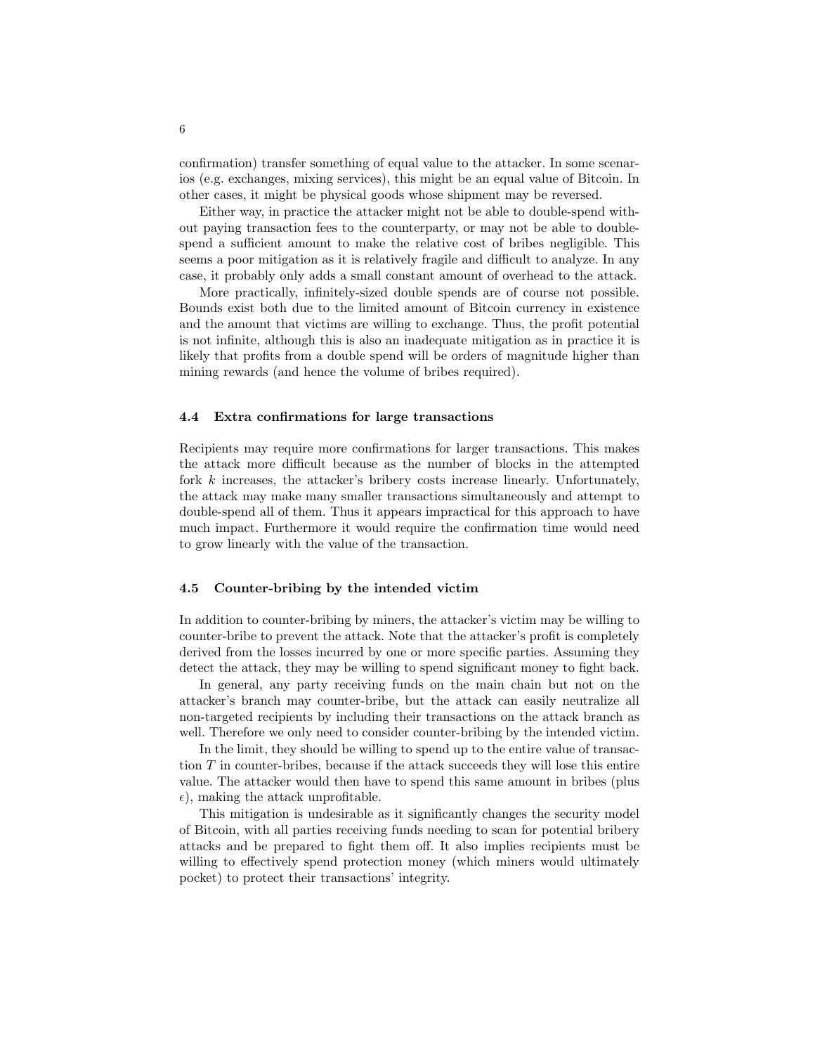confirmation) transfer something of equal value to the attacker. In some scenarios (e.g. exchanges, mixing services), this might be an equal value of Bitcoin. In other cases, it might be physical goods whose shipment may be reversed.

Either way, in practice the attacker might not be able to double-spend without paying transaction fees to the counterparty, or may not be able to double-spend a sufficient amount to make the relative cost of bribes negligible. This seems a poor mitigation as it is relatively fragile and difficult to analyze. In any case, it probably only adds a small constant amount of overhead to the attack.

More practically, infinitely-sized double spends are of course not possible. Bounds exist both due to the limited amount of Bitcoin currency in existence and the amount that victims are willing to exchange. Thus, the profit potential is not infinite, although this is also an inadequate mitigation as in practice it is likely that profits from a double spend will be orders of magnitude higher than mining rewards (and hence the volume of bribes required).

### 4.4 Extra confirmations for large transactions

Recipients may require more confirmations for larger transactions. This makes the attack more difficult because as the number of blocks in the attempted fork $k$ increases, the attacker's bribery costs increase linearly. Unfortunately, the attack may make many smaller transactions simultaneously and attempt to double-spend all of them. Thus it appears impractical for this approach to have much impact. Furthermore it would require the confirmation time would need to grow linearly with the value of the transaction.

### 4.5 Counter-bribing by the intended victim

In addition to counter-bribing by miners, the attacker's victim may be willing to counter-bribe to prevent the attack. Note that the attacker's profit is completely derived from the losses incurred by one or more specific parties. Assuming they detect the attack, they may be willing to spend significant money to fight back.

In general, any party receiving funds on the main chain but not on the attacker's branch may counter-bribe, but the attack can easily neutralize all non-targeted recipients by including their transactions on the attack branch as well. Therefore we only need to consider counter-bribing by the intended victim.

In the limit, they should be willing to spend up to the entire value of transaction $T$ in counter-bribes, because if the attack succeeds they will lose this entire value. The attacker would then have to spend this same amount in bribes (plus $\epsilon$), making the attack unprofitable.

This mitigation is undesirable as it significantly changes the security model of Bitcoin, with all parties receiving funds needing to scan for potential bribery attacks and be prepared to fight them off. It also implies recipients must be willing to effectively spend protection money (which miners would ultimately pocket) to protect their transactions' integrity.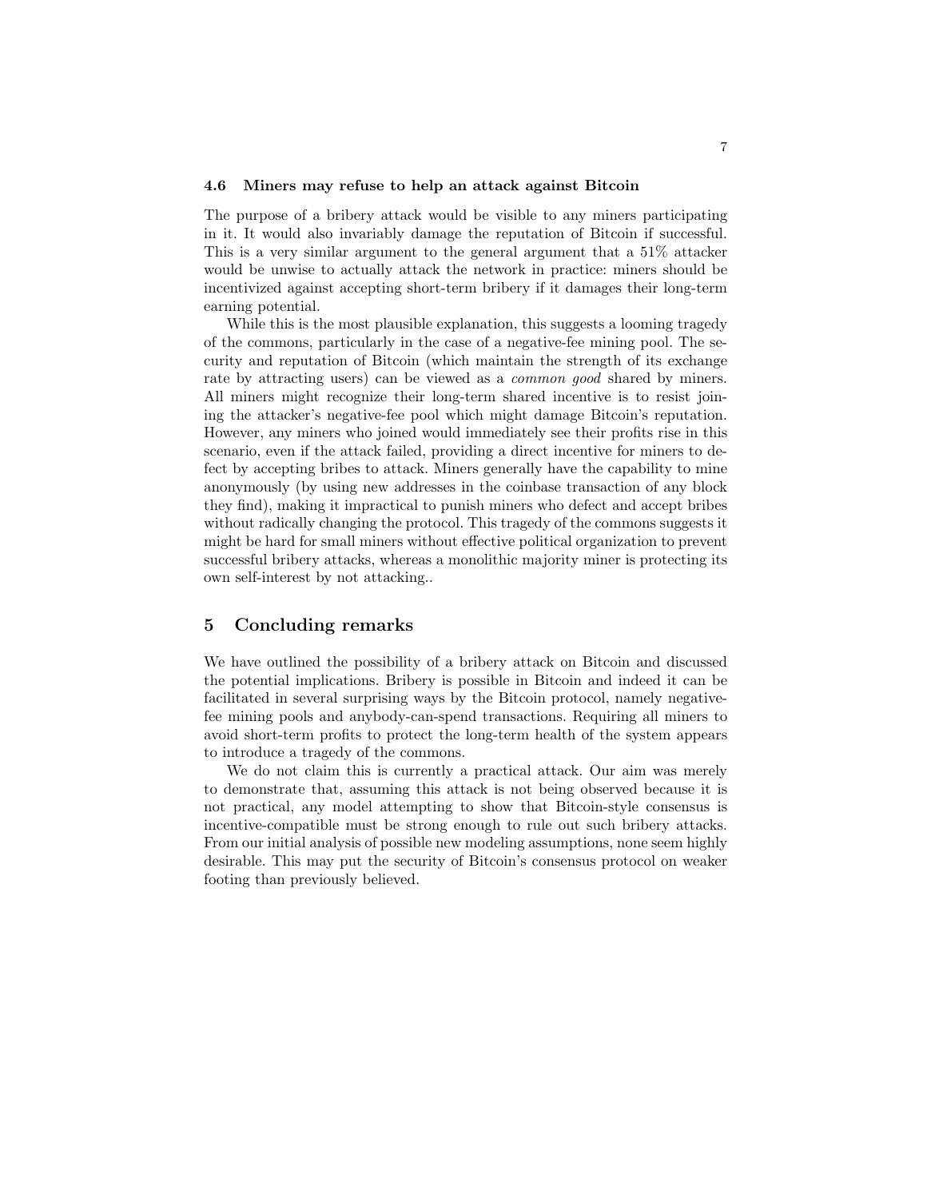### 4.6 Miners may refuse to help an attack against Bitcoin

The purpose of a bribery attack would be visible to any miners participating in it. It would also invariably damage the reputation of Bitcoin if successful. This is a very similar argument to the general argument that a 51% attacker would be unwise to actually attack the network in practice: miners should be incentivized against accepting short-term bribery if it damages their long-term earning potential.

While this is the most plausible explanation, this suggests a looming tragedy of the commons, particularly in the case of a negative-fee mining pool. The security and reputation of Bitcoin (which maintain the strength of its exchange rate by attracting users) can be viewed as a *common good* shared by miners. All miners might recognize their long-term shared incentive is to resist joining the attacker's negative-fee pool which might damage Bitcoin's reputation. However, any miners who joined would immediately see their profits rise in this scenario, even if the attack failed, providing a direct incentive for miners to defect by accepting bribes to attack. Miners generally have the capability to mine anonymously (by using new addresses in the coinbase transaction of any block they find), making it impractical to punish miners who defect and accept bribes without radically changing the protocol. This tragedy of the commons suggests it might be hard for small miners without effective political organization to prevent successful bribery attacks, whereas a monolithic majority miner is protecting its own self-interest by not attacking..

## 5 Concluding remarks

We have outlined the possibility of a bribery attack on Bitcoin and discussed the potential implications. Bribery is possible in Bitcoin and indeed it can be facilitated in several surprising ways by the Bitcoin protocol, namely negative-fee mining pools and anybody-can-spend transactions. Requiring all miners to avoid short-term profits to protect the long-term health of the system appears to introduce a tragedy of the commons.

We do not claim this is currently a practical attack. Our aim was merely to demonstrate that, assuming this attack is not being observed because it is not practical, any model attempting to show that Bitcoin-style consensus is incentive-compatible must be strong enough to rule out such bribery attacks. From our initial analysis of possible new modeling assumptions, none seem highly desirable. This may put the security of Bitcoin's consensus protocol on weaker footing than previously believed.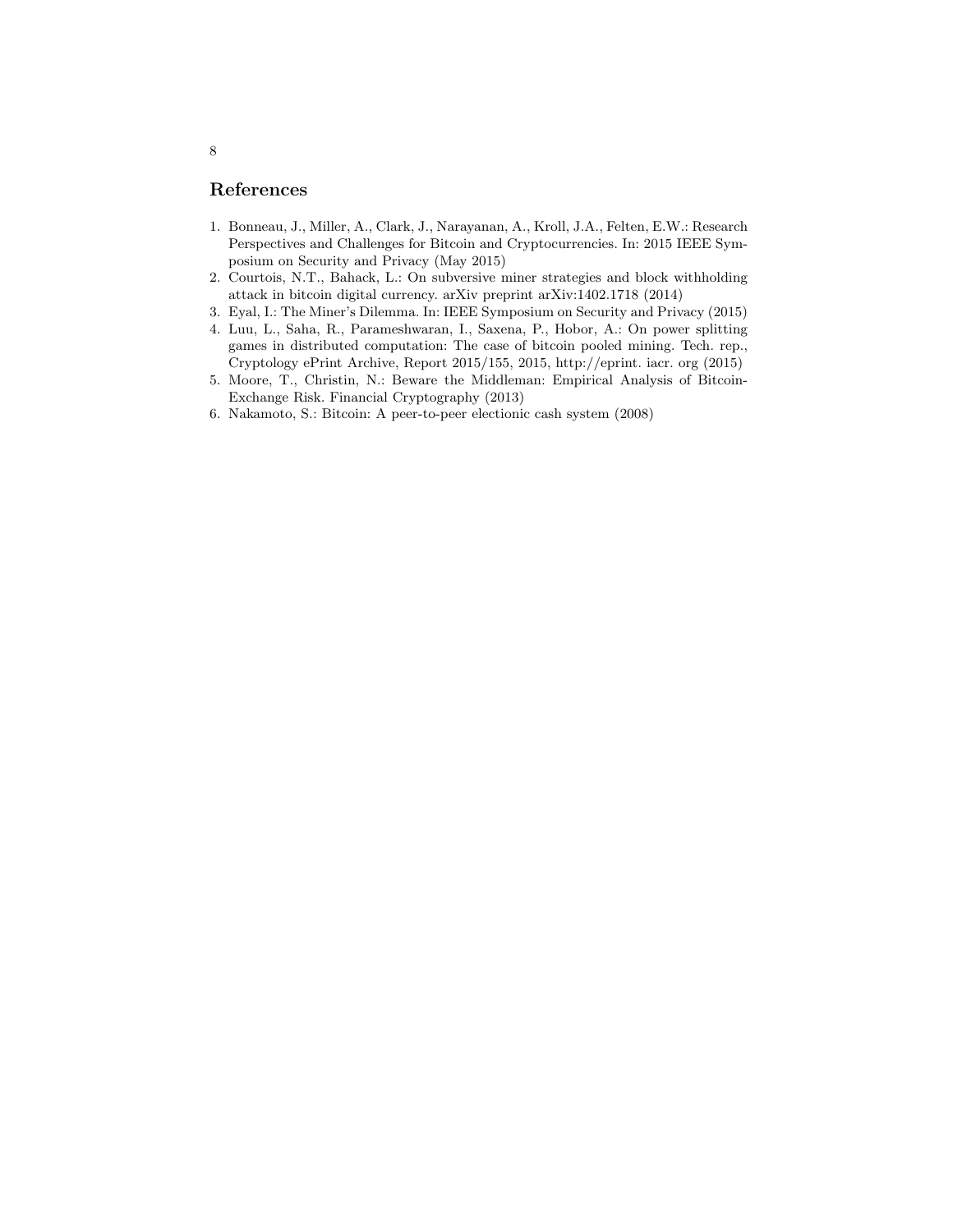## References

1. Bonneau, J., Miller, A., Clark, J., Narayanan, A., Kroll, J.A., Felten, E.W.: Research Perspectives and Challenges for Bitcoin and Cryptocurrencies. In: 2015 IEEE Symposium on Security and Privacy (May 2015)
2. Courtois, N.T., Bahack, L.: On subversive miner strategies and block withholding attack in bitcoin digital currency. arXiv preprint arXiv:1402.1718 (2014)
3. Eyal, I.: The Miner's Dilemma. In: IEEE Symposium on Security and Privacy (2015)
4. Luu, L., Saha, R., Parameshwaran, I., Saxena, P., Hobor, A.: On power splitting games in distributed computation: The case of bitcoin pooled mining. Tech. rep., Cryptology ePrint Archive, Report 2015/155, 2015, http://eprint. iacr. org (2015)
5. Moore, T., Christin, N.: Beware the Middleman: Empirical Analysis of Bitcoin-Exchange Risk. Financial Cryptography (2013)
6. Nakamoto, S.: Bitcoin: A peer-to-peer electionic cash system (2008)